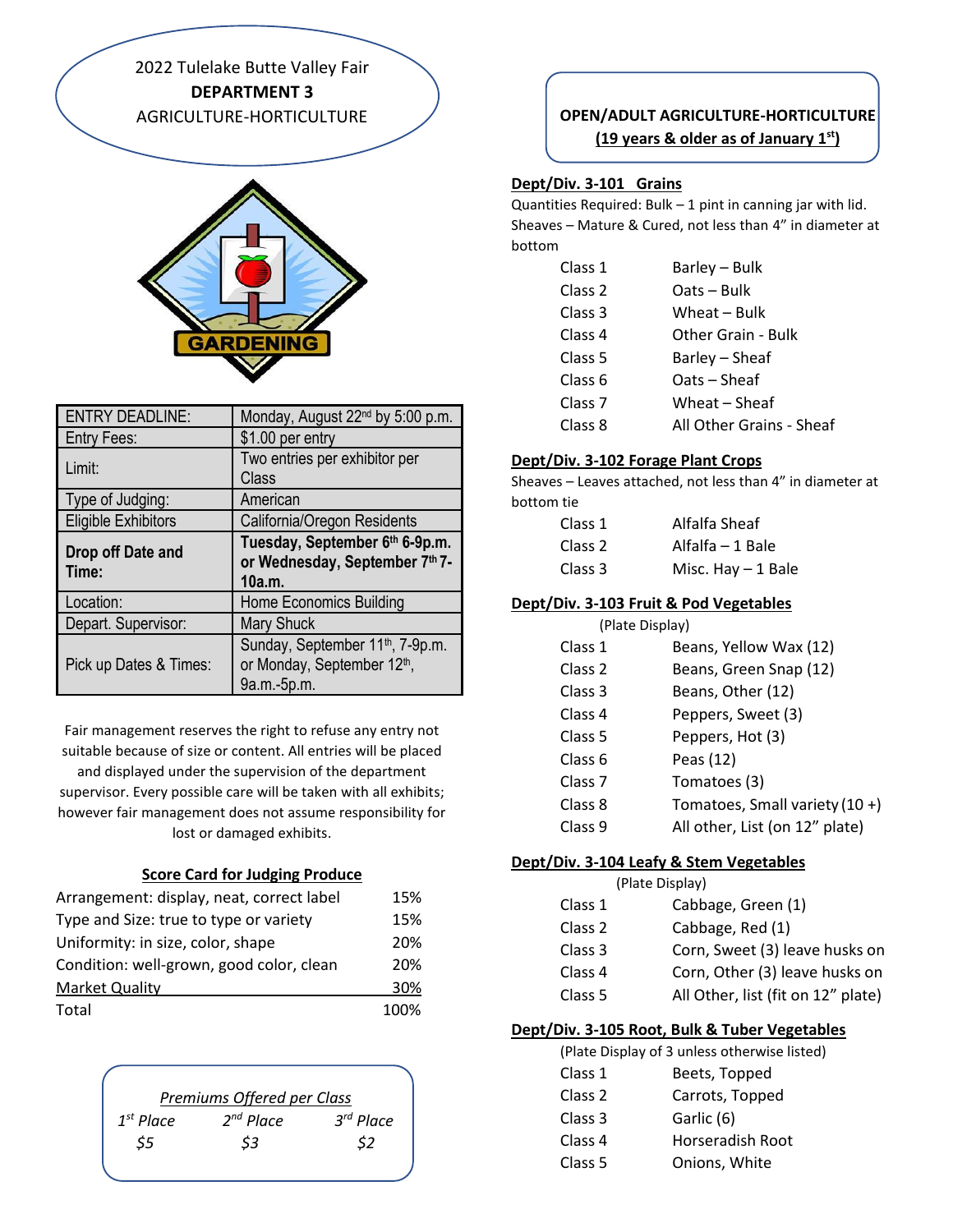# 2022 Tulelake Butte Valley Fair
## DEPARTMENT 3
## AGRICULTURE-HORTICULTURE

GARDENING

| ENTRY DEADLINE: | Monday, August 22nd by 5:00 p.m. |
|---|---|
| Entry Fees: | $1.00 per entry |
| Limit: | Two entries per exhibitor per Class |
| Type of Judging: | American |
| Eligible Exhibitors | California/Oregon Residents |
| **Drop off Date and Time:** | **Tuesday, September 6th 6-9p.m. or Wednesday, September 7th 7-10a.m.** |
| Location: | Home Economics Building |
| Depart. Supervisor: | Mary Shuck |
| Pick up Dates & Times: | Sunday, September 11th, 7-9p.m. or Monday, September 12th, 9a.m.-5p.m. |

Fair management reserves the right to refuse any entry not suitable because of size or content. All entries will be placed and displayed under the supervision of the department supervisor. Every possible care will be taken with all exhibits; however fair management does not assume responsibility for lost or damaged exhibits.

**Score Card for Judging Produce**

| | |
|---|---|
| Arrangement: display, neat, correct label | 15% |
| Type and Size: true to type or variety | 15% |
| Uniformity: in size, color, shape | 20% |
| Condition: well-grown, good color, clean | 20% |
| Market Quality | 30% |
| Total | 100% |

*Premiums Offered per Class*

| *1st Place* | *2nd Place* | *3rd Place* |
|---|---|---|
| *$5* | *$3* | *$2* |

**OPEN/ADULT AGRICULTURE-HORTICULTURE**
**(19 years & older as of January 1st)**

**Dept/Div. 3-101 Grains**

Quantities Required: Bulk – 1 pint in canning jar with lid. Sheaves – Mature & Cured, not less than 4" in diameter at bottom

| | |
|---|---|
| Class 1 | Barley – Bulk |
| Class 2 | Oats – Bulk |
| Class 3 | Wheat – Bulk |
| Class 4 | Other Grain - Bulk |
| Class 5 | Barley – Sheaf |
| Class 6 | Oats – Sheaf |
| Class 7 | Wheat – Sheaf |
| Class 8 | All Other Grains - Sheaf |

**Dept/Div. 3-102 Forage Plant Crops**

Sheaves – Leaves attached, not less than 4" in diameter at bottom tie

| | |
|---|---|
| Class 1 | Alfalfa Sheaf |
| Class 2 | Alfalfa – 1 Bale |
| Class 3 | Misc. Hay – 1 Bale |

**Dept/Div. 3-103 Fruit & Pod Vegetables**

(Plate Display)

| | |
|---|---|
| Class 1 | Beans, Yellow Wax (12) |
| Class 2 | Beans, Green Snap (12) |
| Class 3 | Beans, Other (12) |
| Class 4 | Peppers, Sweet (3) |
| Class 5 | Peppers, Hot (3) |
| Class 6 | Peas (12) |
| Class 7 | Tomatoes (3) |
| Class 8 | Tomatoes, Small variety (10 +) |
| Class 9 | All other, List (on 12" plate) |

**Dept/Div. 3-104 Leafy & Stem Vegetables**

(Plate Display)

| | |
|---|---|
| Class 1 | Cabbage, Green (1) |
| Class 2 | Cabbage, Red (1) |
| Class 3 | Corn, Sweet (3) leave husks on |
| Class 4 | Corn, Other (3) leave husks on |
| Class 5 | All Other, list (fit on 12" plate) |

**Dept/Div. 3-105 Root, Bulk & Tuber Vegetables**

(Plate Display of 3 unless otherwise listed)

| | |
|---|---|
| Class 1 | Beets, Topped |
| Class 2 | Carrots, Topped |
| Class 3 | Garlic (6) |
| Class 4 | Horseradish Root |
| Class 5 | Onions, White |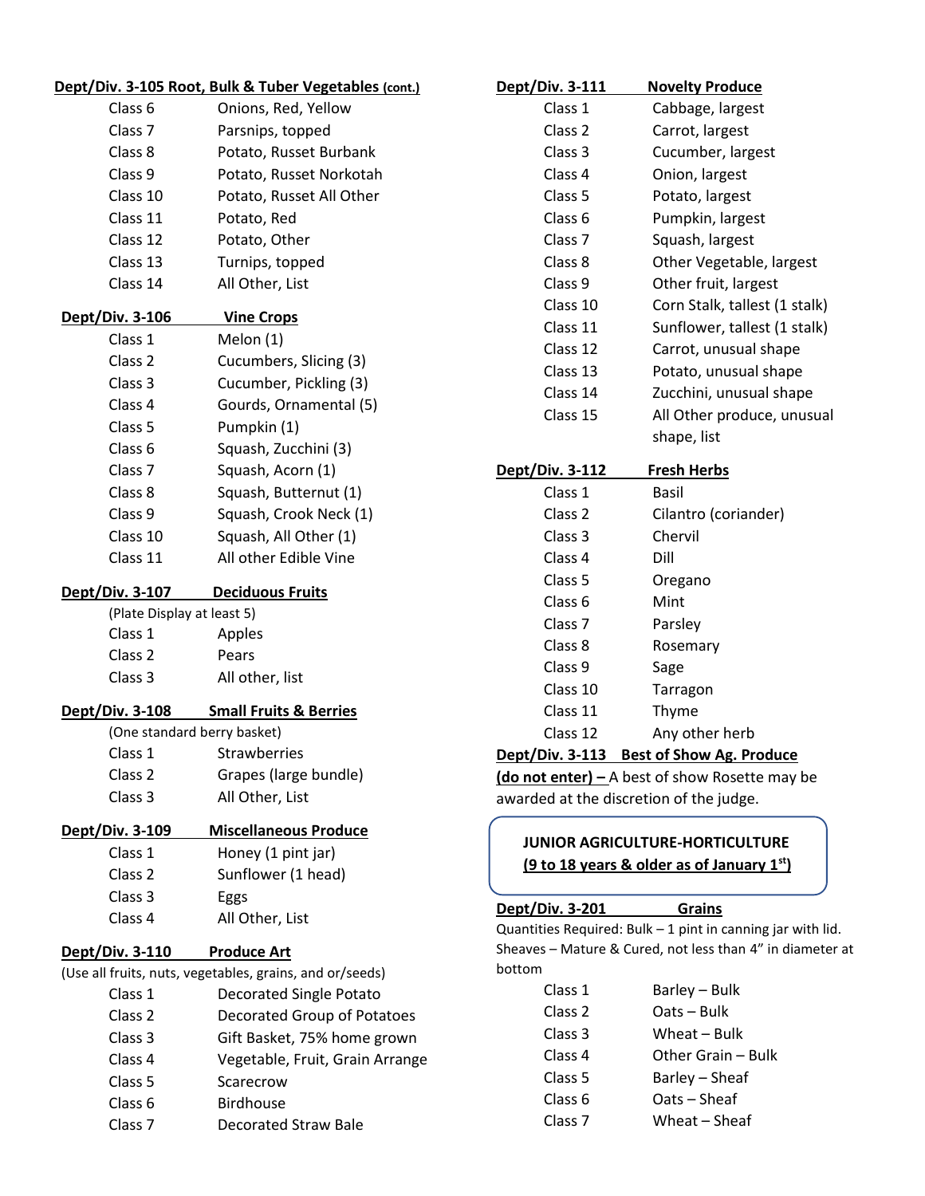**Dept/Div. 3-105 Root, Bulk & Tuber Vegetables (cont.)**

| | |
|---|---|
| Class 6 | Onions, Red, Yellow |
| Class 7 | Parsnips, topped |
| Class 8 | Potato, Russet Burbank |
| Class 9 | Potato, Russet Norkotah |
| Class 10 | Potato, Russet All Other |
| Class 11 | Potato, Red |
| Class 12 | Potato, Other |
| Class 13 | Turnips, topped |
| Class 14 | All Other, List |

**Dept/Div. 3-106 Vine Crops**

| | |
|---|---|
| Class 1 | Melon (1) |
| Class 2 | Cucumbers, Slicing (3) |
| Class 3 | Cucumber, Pickling (3) |
| Class 4 | Gourds, Ornamental (5) |
| Class 5 | Pumpkin (1) |
| Class 6 | Squash, Zucchini (3) |
| Class 7 | Squash, Acorn (1) |
| Class 8 | Squash, Butternut (1) |
| Class 9 | Squash, Crook Neck (1) |
| Class 10 | Squash, All Other (1) |
| Class 11 | All other Edible Vine |

**Dept/Div. 3-107 Deciduous Fruits**

(Plate Display at least 5)

| | |
|---|---|
| Class 1 | Apples |
| Class 2 | Pears |
| Class 3 | All other, list |

**Dept/Div. 3-108 Small Fruits & Berries**

(One standard berry basket)

| | |
|---|---|
| Class 1 | Strawberries |
| Class 2 | Grapes (large bundle) |
| Class 3 | All Other, List |

**Dept/Div. 3-109 Miscellaneous Produce**

| | |
|---|---|
| Class 1 | Honey (1 pint jar) |
| Class 2 | Sunflower (1 head) |
| Class 3 | Eggs |
| Class 4 | All Other, List |

**Dept/Div. 3-110 Produce Art**

(Use all fruits, nuts, vegetables, grains, and or/seeds)

| | |
|---|---|
| Class 1 | Decorated Single Potato |
| Class 2 | Decorated Group of Potatoes |
| Class 3 | Gift Basket, 75% home grown |
| Class 4 | Vegetable, Fruit, Grain Arrange |
| Class 5 | Scarecrow |
| Class 6 | Birdhouse |
| Class 7 | Decorated Straw Bale |

**Dept/Div. 3-111 Novelty Produce**

| | |
|---|---|
| Class 1 | Cabbage, largest |
| Class 2 | Carrot, largest |
| Class 3 | Cucumber, largest |
| Class 4 | Onion, largest |
| Class 5 | Potato, largest |
| Class 6 | Pumpkin, largest |
| Class 7 | Squash, largest |
| Class 8 | Other Vegetable, largest |
| Class 9 | Other fruit, largest |
| Class 10 | Corn Stalk, tallest (1 stalk) |
| Class 11 | Sunflower, tallest (1 stalk) |
| Class 12 | Carrot, unusual shape |
| Class 13 | Potato, unusual shape |
| Class 14 | Zucchini, unusual shape |
| Class 15 | All Other produce, unusual shape, list |

**Dept/Div. 3-112 Fresh Herbs**

| | |
|---|---|
| Class 1 | Basil |
| Class 2 | Cilantro (coriander) |
| Class 3 | Chervil |
| Class 4 | Dill |
| Class 5 | Oregano |
| Class 6 | Mint |
| Class 7 | Parsley |
| Class 8 | Rosemary |
| Class 9 | Sage |
| Class 10 | Tarragon |
| Class 11 | Thyme |
| Class 12 | Any other herb |

**Dept/Div. 3-113 Best of Show Ag. Produce (do not enter) –** A best of show Rosette may be awarded at the discretion of the judge.

## JUNIOR AGRICULTURE-HORTICULTURE
**(9 to 18 years & older as of January 1st)**

**Dept/Div. 3-201 Grains**

Quantities Required: Bulk – 1 pint in canning jar with lid. Sheaves – Mature & Cured, not less than 4" in diameter at bottom

| | |
|---|---|
| Class 1 | Barley – Bulk |
| Class 2 | Oats – Bulk |
| Class 3 | Wheat – Bulk |
| Class 4 | Other Grain – Bulk |
| Class 5 | Barley – Sheaf |
| Class 6 | Oats – Sheaf |
| Class 7 | Wheat – Sheaf |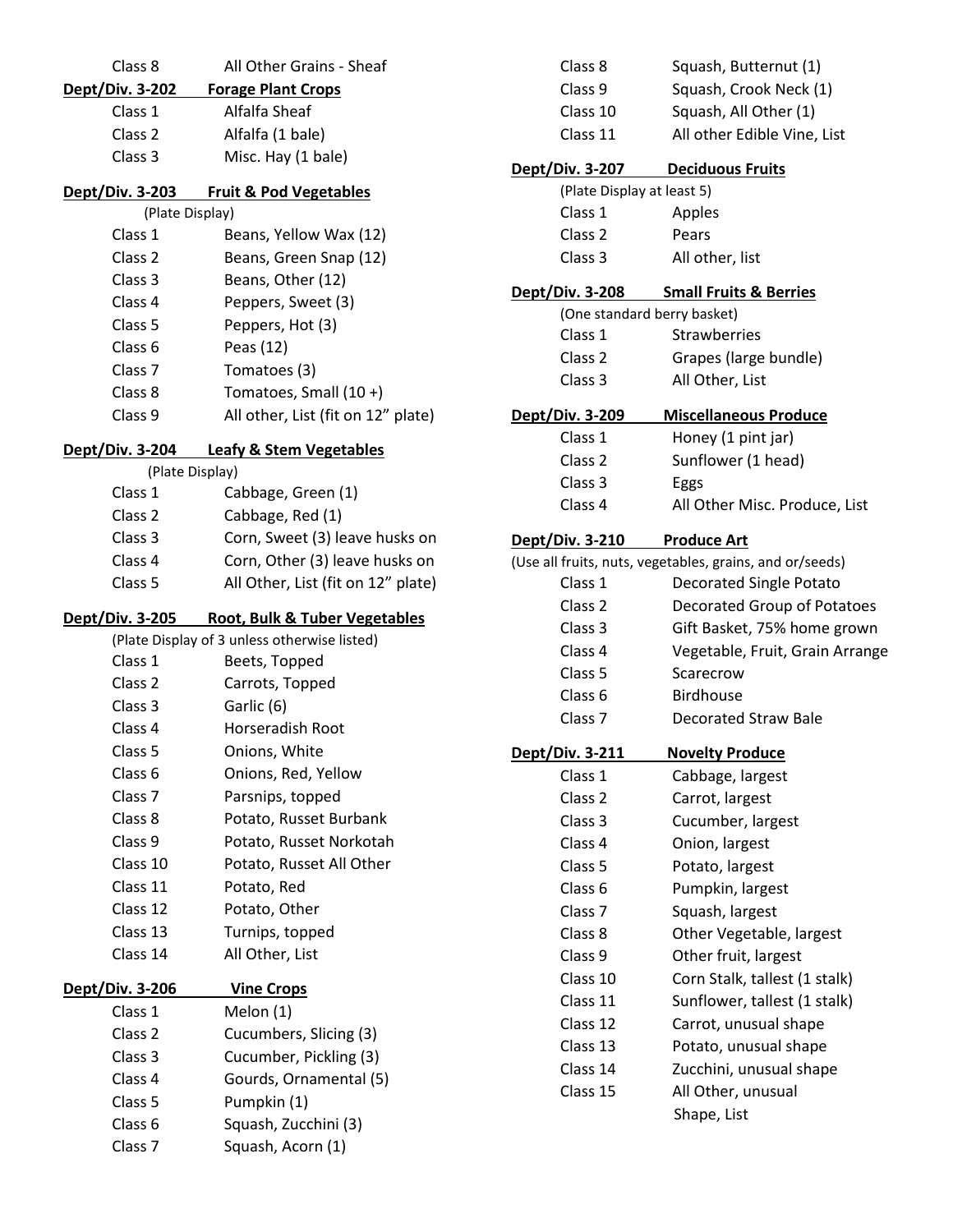| Class 8 | All Other Grains - Sheaf |
|---|---|

**Dept/Div. 3-202 Forage Plant Crops**

| Class | Description |
|---|---|
| Class 1 | Alfalfa Sheaf |
| Class 2 | Alfalfa (1 bale) |
| Class 3 | Misc. Hay (1 bale) |

**Dept/Div. 3-203 Fruit & Pod Vegetables**

(Plate Display)

| Class | Description |
|---|---|
| Class 1 | Beans, Yellow Wax (12) |
| Class 2 | Beans, Green Snap (12) |
| Class 3 | Beans, Other (12) |
| Class 4 | Peppers, Sweet (3) |
| Class 5 | Peppers, Hot (3) |
| Class 6 | Peas (12) |
| Class 7 | Tomatoes (3) |
| Class 8 | Tomatoes, Small (10 +) |
| Class 9 | All other, List (fit on 12" plate) |

**Dept/Div. 3-204 Leafy & Stem Vegetables**

(Plate Display)

| Class | Description |
|---|---|
| Class 1 | Cabbage, Green (1) |
| Class 2 | Cabbage, Red (1) |
| Class 3 | Corn, Sweet (3) leave husks on |
| Class 4 | Corn, Other (3) leave husks on |
| Class 5 | All Other, List (fit on 12" plate) |

**Dept/Div. 3-205 Root, Bulk & Tuber Vegetables**

(Plate Display of 3 unless otherwise listed)

| Class | Description |
|---|---|
| Class 1 | Beets, Topped |
| Class 2 | Carrots, Topped |
| Class 3 | Garlic (6) |
| Class 4 | Horseradish Root |
| Class 5 | Onions, White |
| Class 6 | Onions, Red, Yellow |
| Class 7 | Parsnips, topped |
| Class 8 | Potato, Russet Burbank |
| Class 9 | Potato, Russet Norkotah |
| Class 10 | Potato, Russet All Other |
| Class 11 | Potato, Red |
| Class 12 | Potato, Other |
| Class 13 | Turnips, topped |
| Class 14 | All Other, List |

**Dept/Div. 3-206 Vine Crops**

| Class | Description |
|---|---|
| Class 1 | Melon (1) |
| Class 2 | Cucumbers, Slicing (3) |
| Class 3 | Cucumber, Pickling (3) |
| Class 4 | Gourds, Ornamental (5) |
| Class 5 | Pumpkin (1) |
| Class 6 | Squash, Zucchini (3) |
| Class 7 | Squash, Acorn (1) |
| Class 8 | Squash, Butternut (1) |
| Class 9 | Squash, Crook Neck (1) |
| Class 10 | Squash, All Other (1) |
| Class 11 | All other Edible Vine, List |

**Dept/Div. 3-207 Deciduous Fruits**

(Plate Display at least 5)

| Class | Description |
|---|---|
| Class 1 | Apples |
| Class 2 | Pears |
| Class 3 | All other, list |

**Dept/Div. 3-208 Small Fruits & Berries**

(One standard berry basket)

| Class | Description |
|---|---|
| Class 1 | Strawberries |
| Class 2 | Grapes (large bundle) |
| Class 3 | All Other, List |

**Dept/Div. 3-209 Miscellaneous Produce**

| Class | Description |
|---|---|
| Class 1 | Honey (1 pint jar) |
| Class 2 | Sunflower (1 head) |
| Class 3 | Eggs |
| Class 4 | All Other Misc. Produce, List |

**Dept/Div. 3-210 Produce Art**

(Use all fruits, nuts, vegetables, grains, and or/seeds)

| Class | Description |
|---|---|
| Class 1 | Decorated Single Potato |
| Class 2 | Decorated Group of Potatoes |
| Class 3 | Gift Basket, 75% home grown |
| Class 4 | Vegetable, Fruit, Grain Arrange |
| Class 5 | Scarecrow |
| Class 6 | Birdhouse |
| Class 7 | Decorated Straw Bale |

**Dept/Div. 3-211 Novelty Produce**

| Class | Description |
|---|---|
| Class 1 | Cabbage, largest |
| Class 2 | Carrot, largest |
| Class 3 | Cucumber, largest |
| Class 4 | Onion, largest |
| Class 5 | Potato, largest |
| Class 6 | Pumpkin, largest |
| Class 7 | Squash, largest |
| Class 8 | Other Vegetable, largest |
| Class 9 | Other fruit, largest |
| Class 10 | Corn Stalk, tallest (1 stalk) |
| Class 11 | Sunflower, tallest (1 stalk) |
| Class 12 | Carrot, unusual shape |
| Class 13 | Potato, unusual shape |
| Class 14 | Zucchini, unusual shape |
| Class 15 | All Other, unusual Shape, List |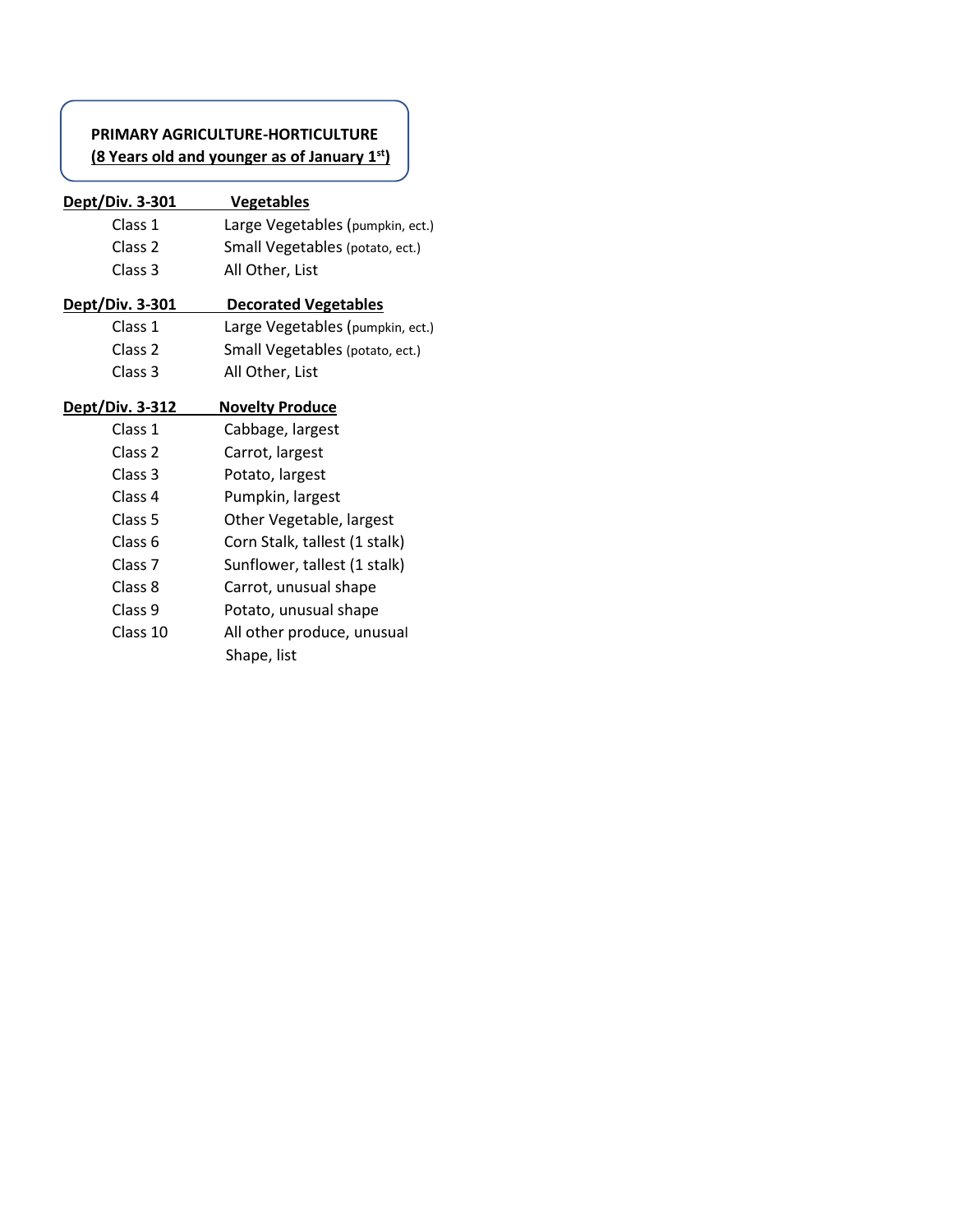**PRIMARY AGRICULTURE-HORTICULTURE**
**(8 Years old and younger as of January 1st)**

**Dept/Div. 3-301 Vegetables**

| | |
|---|---|
| Class 1 | Large Vegetables (pumpkin, ect.) |
| Class 2 | Small Vegetables (potato, ect.) |
| Class 3 | All Other, List |

**Dept/Div. 3-301 Decorated Vegetables**

| | |
|---|---|
| Class 1 | Large Vegetables (pumpkin, ect.) |
| Class 2 | Small Vegetables (potato, ect.) |
| Class 3 | All Other, List |

**Dept/Div. 3-312 Novelty Produce**

| | |
|---|---|
| Class 1 | Cabbage, largest |
| Class 2 | Carrot, largest |
| Class 3 | Potato, largest |
| Class 4 | Pumpkin, largest |
| Class 5 | Other Vegetable, largest |
| Class 6 | Corn Stalk, tallest (1 stalk) |
| Class 7 | Sunflower, tallest (1 stalk) |
| Class 8 | Carrot, unusual shape |
| Class 9 | Potato, unusual shape |
| Class 10 | All other produce, unusual Shape, list |